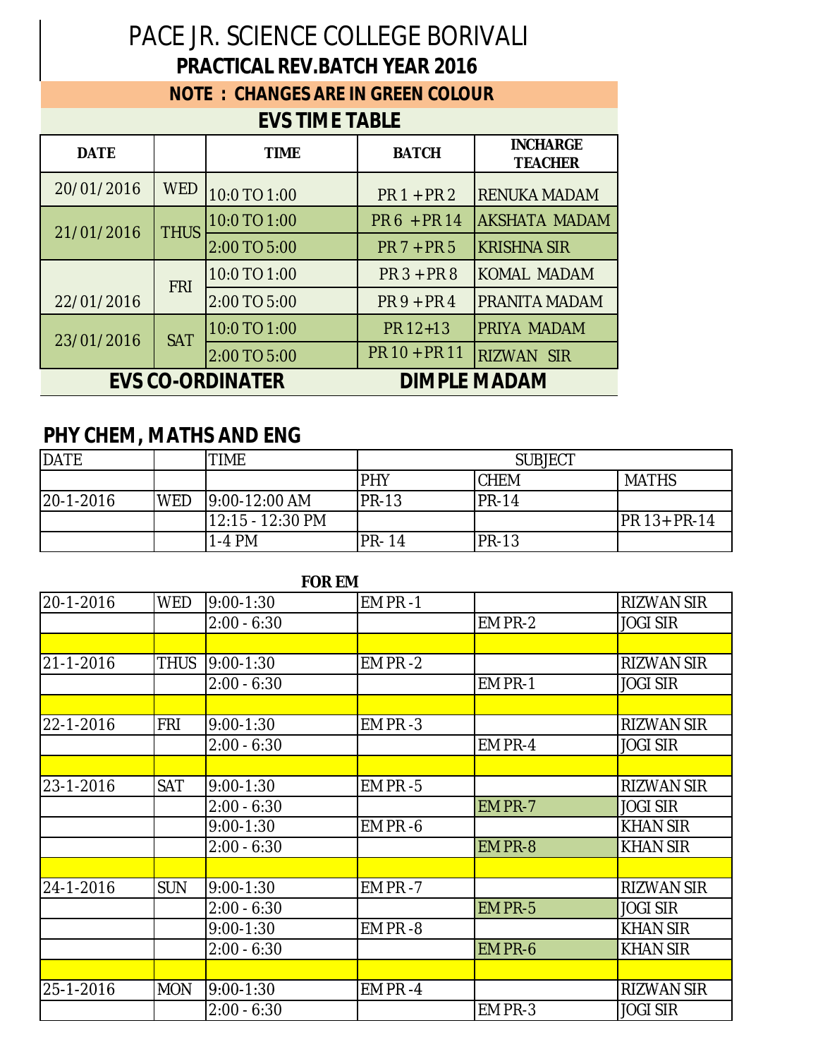# PACE JR. SCIENCE COLLEGE BORIVALI

## PRACTICAL REV.BATCH YEAR 2016

**NOTE : CHANGES ARE IN GREEN COLOUR**

### EVS TIME TABLE

| DATE | | TIME | BATCH | INCHARGE TEACHER |
|---|---|---|---|---|
| 20/01/2016 | WED | 10:0 TO 1:00 | PR 1 + PR 2 | RENUKA MADAM |
| 21/01/2016 | THUS | 10:0 TO 1:00 | PR 6 + PR 14 | AKSHATA MADAM |
| | | 2:00 TO 5:00 | PR 7 + PR 5 | KRISHNA SIR |
| 22/01/2016 | FRI | 10:0 TO 1:00 | PR 3 + PR 8 | KOMAL MADAM |
| | | 2:00 TO 5:00 | PR 9 + PR 4 | PRANITA MADAM |
| 23/01/2016 | SAT | 10:0 TO 1:00 | PR 12+13 | PRIYA MADAM |
| | | 2:00 TO 5:00 | PR 10 + PR 11 | RIZWAN SIR |

**EVS CO-ORDINATER** **DIMPLE MADAM**

### PHY CHEM, MATHS AND ENG

| DATE | | TIME | SUBJECT | | |
|---|---|---|---|---|---|
| | | | PHY | CHEM | MATHS |
| 20-1-2016 | WED | 9:00-12:00 AM | PR-13 | PR-14 | |
| | | 12:15 - 12:30 PM | | | PR 13+PR-14 |
| | | 1-4 PM | PR- 14 | PR-13 | |

**FOR EM**

| | | | | | |
|---|---|---|---|---|---|
| 20-1-2016 | WED | 9:00-1:30 | EM PR -1 | | RIZWAN SIR |
| | | 2:00 - 6:30 | | EM PR-2 | JOGI SIR |
| | | | | | |
| 21-1-2016 | THUS | 9:00-1:30 | EM PR -2 | | RIZWAN SIR |
| | | 2:00 - 6:30 | | EM PR-1 | JOGI SIR |
| | | | | | |
| 22-1-2016 | FRI | 9:00-1:30 | EM PR -3 | | RIZWAN SIR |
| | | 2:00 - 6:30 | | EM PR-4 | JOGI SIR |
| | | | | | |
| 23-1-2016 | SAT | 9:00-1:30 | EM PR -5 | | RIZWAN SIR |
| | | 2:00 - 6:30 | | EM PR-7 | JOGI SIR |
| | | 9:00-1:30 | EM PR -6 | | KHAN SIR |
| | | 2:00 - 6:30 | | EM PR-8 | KHAN SIR |
| | | | | | |
| 24-1-2016 | SUN | 9:00-1:30 | EM PR -7 | | RIZWAN SIR |
| | | 2:00 - 6:30 | | EM PR-5 | JOGI SIR |
| | | 9:00-1:30 | EM PR -8 | | KHAN SIR |
| | | 2:00 - 6:30 | | EM PR-6 | KHAN SIR |
| | | | | | |
| 25-1-2016 | MON | 9:00-1:30 | EM PR -4 | | RIZWAN SIR |
| | | 2:00 - 6:30 | | EM PR-3 | JOGI SIR |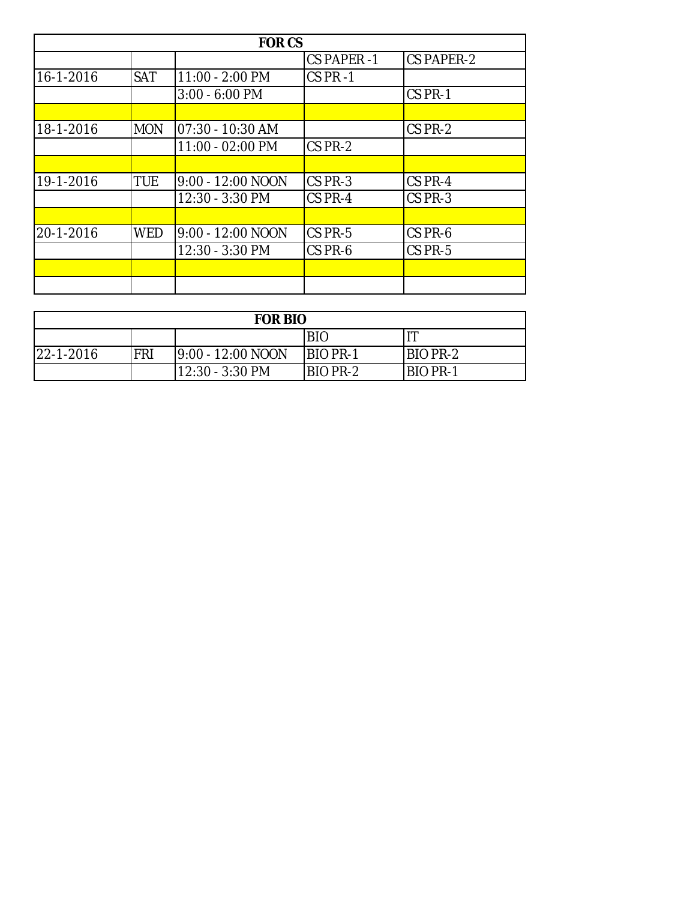| FOR CS | | | | |
|---|---|---|---|---|
| | | | CS PAPER -1 | CS PAPER-2 |
| 16-1-2016 | SAT | 11:00 - 2:00 PM | CS PR -1 | |
| | | 3:00 - 6:00 PM | | CS PR-1 |
| | | | | |
| 18-1-2016 | MON | 07:30 - 10:30 AM | | CS PR-2 |
| | | 11:00 - 02:00 PM | CS PR-2 | |
| | | | | |
| 19-1-2016 | TUE | 9:00 - 12:00 NOON | CS PR-3 | CS PR-4 |
| | | 12:30 - 3:30 PM | CS PR-4 | CS PR-3 |
| | | | | |
| 20-1-2016 | WED | 9:00 - 12:00 NOON | CS PR-5 | CS PR-6 |
| | | 12:30 - 3:30 PM | CS PR-6 | CS PR-5 |
| | | | | |
| | | | | |

| FOR BIO | | | | |
|---|---|---|---|---|
| | | | BIO | IT |
| 22-1-2016 | FRI | 9:00 - 12:00 NOON | BIO PR-1 | BIO PR-2 |
| | | 12:30 - 3:30 PM | BIO PR-2 | BIO PR-1 |